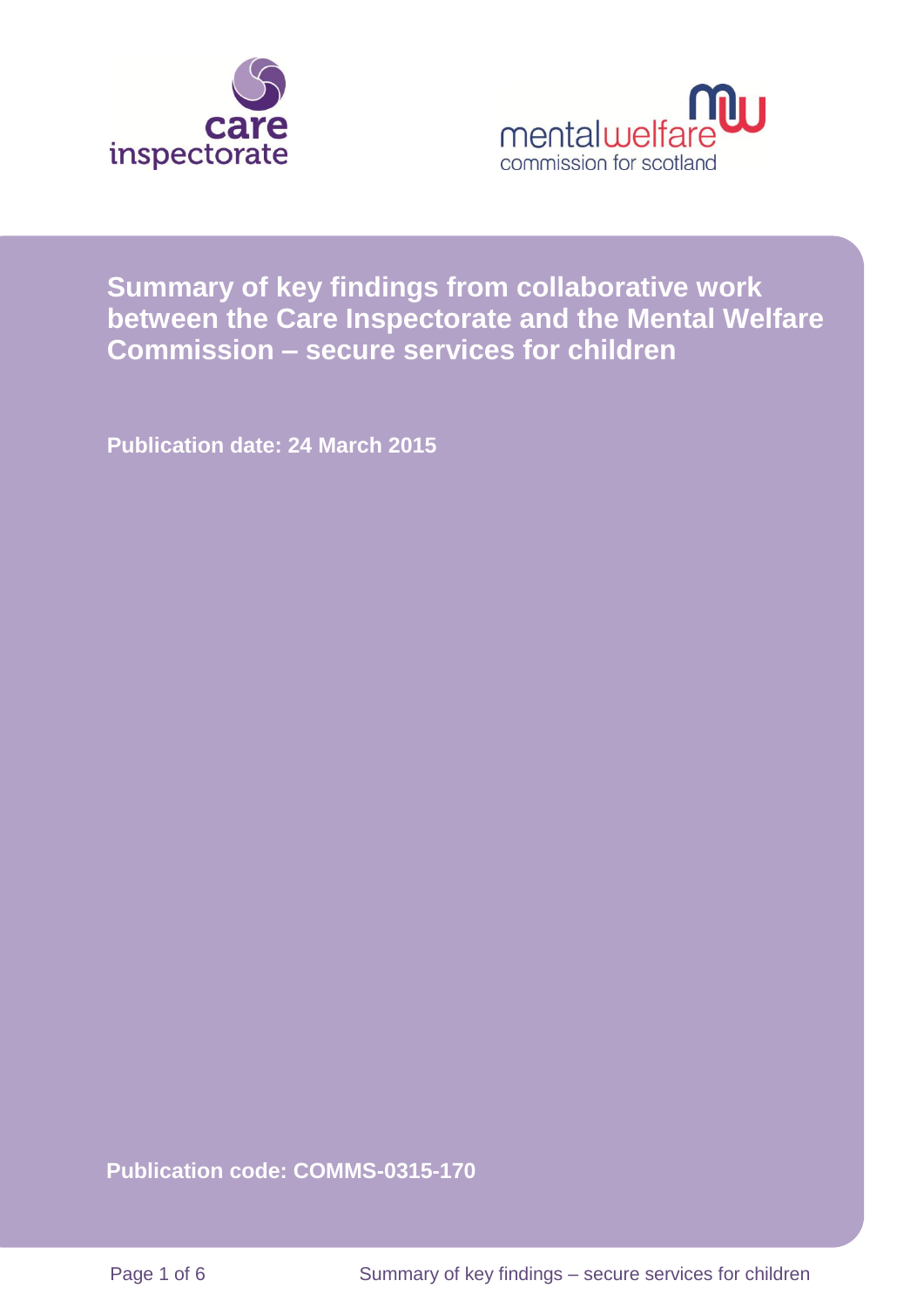# Summary of key findings from collaborative work between the Care Inspectorate and the Mental Welfare Commission – secure services for children

**Publication date: 24 March 2015**

**Publication code: COMMS-0315-170**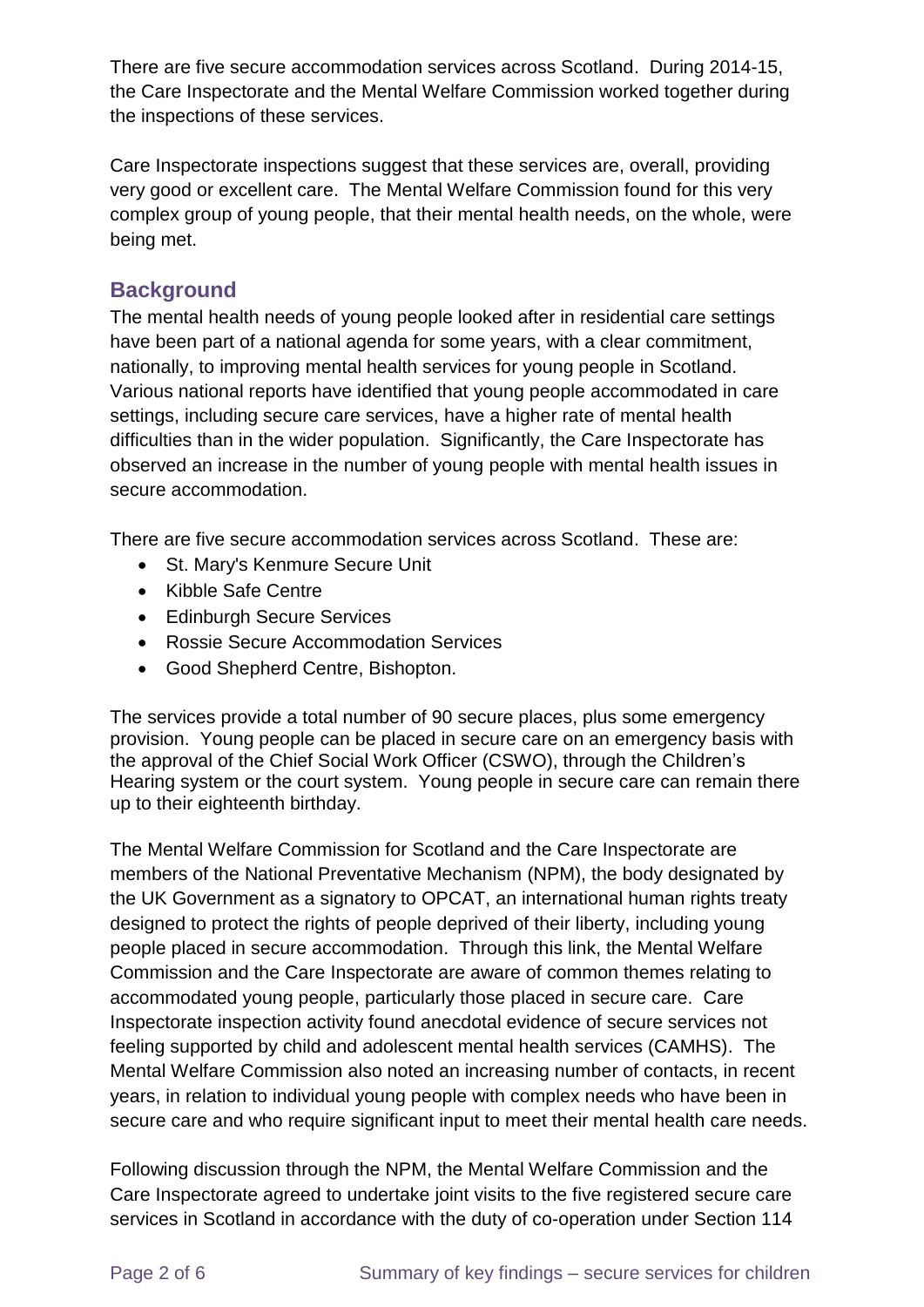There are five secure accommodation services across Scotland. During 2014-15, the Care Inspectorate and the Mental Welfare Commission worked together during the inspections of these services.

Care Inspectorate inspections suggest that these services are, overall, providing very good or excellent care. The Mental Welfare Commission found for this very complex group of young people, that their mental health needs, on the whole, were being met.

## Background

The mental health needs of young people looked after in residential care settings have been part of a national agenda for some years, with a clear commitment, nationally, to improving mental health services for young people in Scotland. Various national reports have identified that young people accommodated in care settings, including secure care services, have a higher rate of mental health difficulties than in the wider population. Significantly, the Care Inspectorate has observed an increase in the number of young people with mental health issues in secure accommodation.

There are five secure accommodation services across Scotland. These are:

- St. Mary's Kenmure Secure Unit
- Kibble Safe Centre
- Edinburgh Secure Services
- Rossie Secure Accommodation Services
- Good Shepherd Centre, Bishopton.

The services provide a total number of 90 secure places, plus some emergency provision. Young people can be placed in secure care on an emergency basis with the approval of the Chief Social Work Officer (CSWO), through the Children's Hearing system or the court system. Young people in secure care can remain there up to their eighteenth birthday.

The Mental Welfare Commission for Scotland and the Care Inspectorate are members of the National Preventative Mechanism (NPM), the body designated by the UK Government as a signatory to OPCAT, an international human rights treaty designed to protect the rights of people deprived of their liberty, including young people placed in secure accommodation. Through this link, the Mental Welfare Commission and the Care Inspectorate are aware of common themes relating to accommodated young people, particularly those placed in secure care. Care Inspectorate inspection activity found anecdotal evidence of secure services not feeling supported by child and adolescent mental health services (CAMHS). The Mental Welfare Commission also noted an increasing number of contacts, in recent years, in relation to individual young people with complex needs who have been in secure care and who require significant input to meet their mental health care needs.

Following discussion through the NPM, the Mental Welfare Commission and the Care Inspectorate agreed to undertake joint visits to the five registered secure care services in Scotland in accordance with the duty of co-operation under Section 114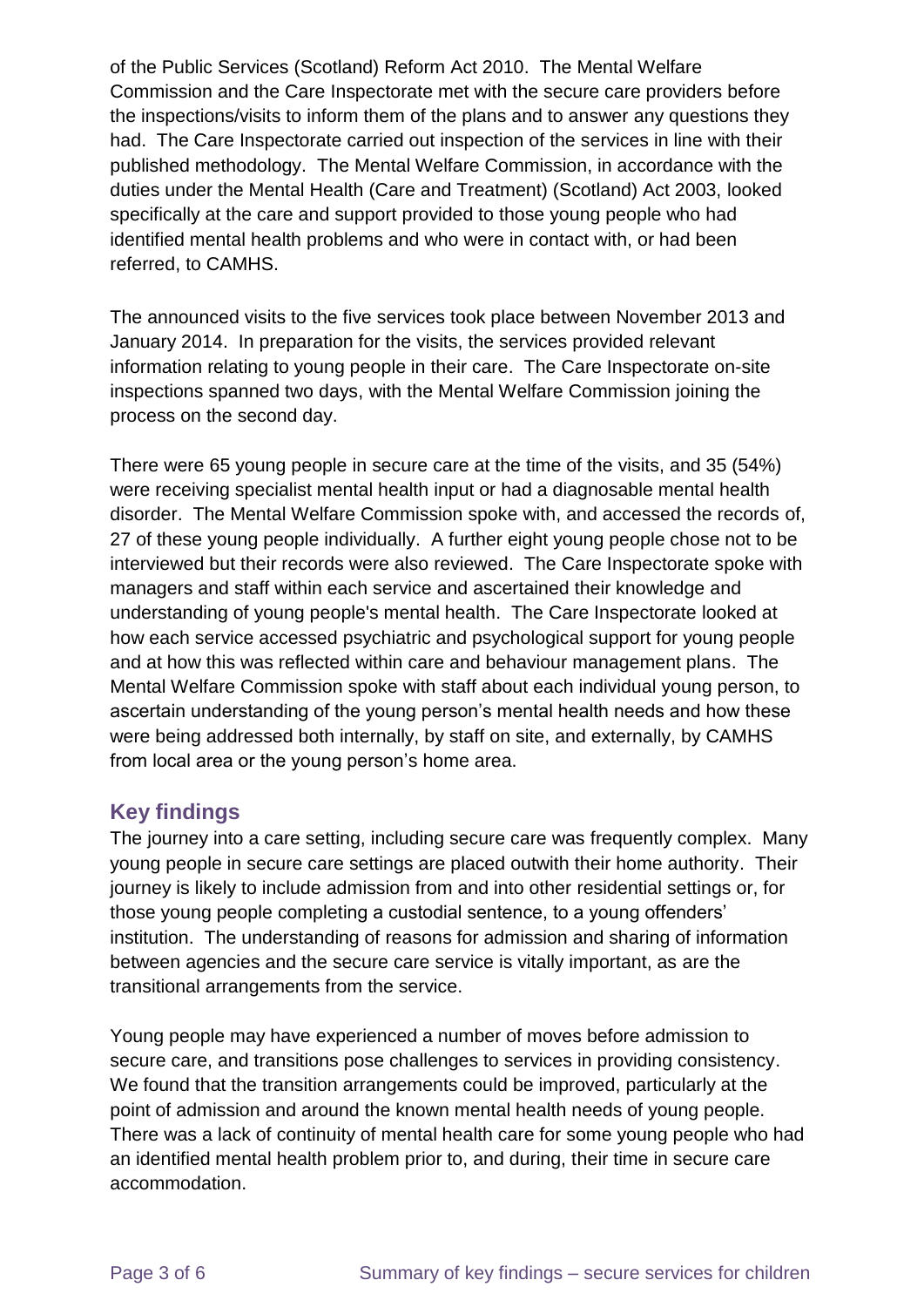of the Public Services (Scotland) Reform Act 2010. The Mental Welfare Commission and the Care Inspectorate met with the secure care providers before the inspections/visits to inform them of the plans and to answer any questions they had. The Care Inspectorate carried out inspection of the services in line with their published methodology. The Mental Welfare Commission, in accordance with the duties under the Mental Health (Care and Treatment) (Scotland) Act 2003, looked specifically at the care and support provided to those young people who had identified mental health problems and who were in contact with, or had been referred, to CAMHS.

The announced visits to the five services took place between November 2013 and January 2014. In preparation for the visits, the services provided relevant information relating to young people in their care. The Care Inspectorate on-site inspections spanned two days, with the Mental Welfare Commission joining the process on the second day.

There were 65 young people in secure care at the time of the visits, and 35 (54%) were receiving specialist mental health input or had a diagnosable mental health disorder. The Mental Welfare Commission spoke with, and accessed the records of, 27 of these young people individually. A further eight young people chose not to be interviewed but their records were also reviewed. The Care Inspectorate spoke with managers and staff within each service and ascertained their knowledge and understanding of young people's mental health. The Care Inspectorate looked at how each service accessed psychiatric and psychological support for young people and at how this was reflected within care and behaviour management plans. The Mental Welfare Commission spoke with staff about each individual young person, to ascertain understanding of the young person's mental health needs and how these were being addressed both internally, by staff on site, and externally, by CAMHS from local area or the young person's home area.

## Key findings

The journey into a care setting, including secure care was frequently complex. Many young people in secure care settings are placed outwith their home authority. Their journey is likely to include admission from and into other residential settings or, for those young people completing a custodial sentence, to a young offenders' institution. The understanding of reasons for admission and sharing of information between agencies and the secure care service is vitally important, as are the transitional arrangements from the service.

Young people may have experienced a number of moves before admission to secure care, and transitions pose challenges to services in providing consistency. We found that the transition arrangements could be improved, particularly at the point of admission and around the known mental health needs of young people. There was a lack of continuity of mental health care for some young people who had an identified mental health problem prior to, and during, their time in secure care accommodation.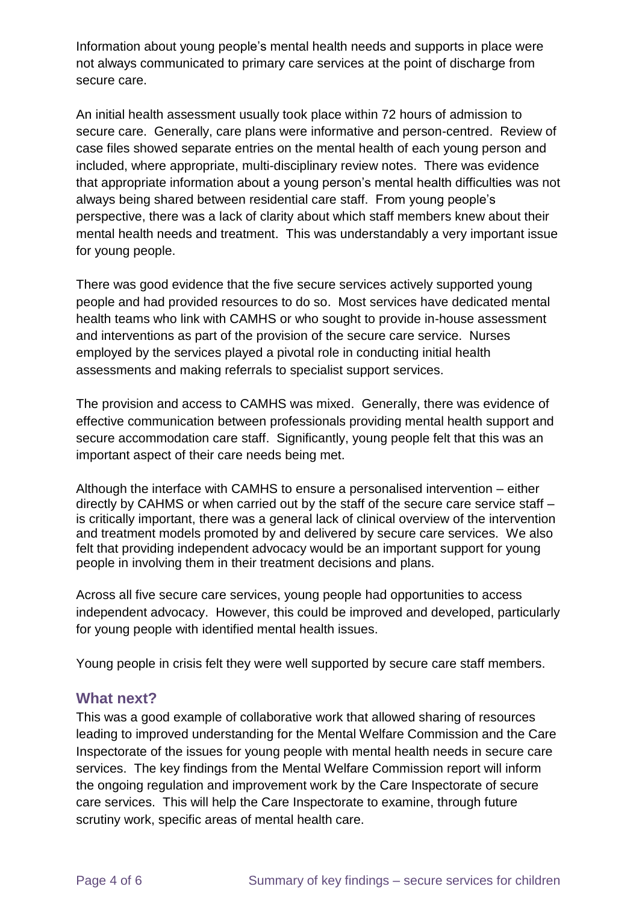Information about young people's mental health needs and supports in place were not always communicated to primary care services at the point of discharge from secure care.

An initial health assessment usually took place within 72 hours of admission to secure care. Generally, care plans were informative and person-centred. Review of case files showed separate entries on the mental health of each young person and included, where appropriate, multi-disciplinary review notes. There was evidence that appropriate information about a young person's mental health difficulties was not always being shared between residential care staff. From young people's perspective, there was a lack of clarity about which staff members knew about their mental health needs and treatment. This was understandably a very important issue for young people.

There was good evidence that the five secure services actively supported young people and had provided resources to do so. Most services have dedicated mental health teams who link with CAMHS or who sought to provide in-house assessment and interventions as part of the provision of the secure care service. Nurses employed by the services played a pivotal role in conducting initial health assessments and making referrals to specialist support services.

The provision and access to CAMHS was mixed. Generally, there was evidence of effective communication between professionals providing mental health support and secure accommodation care staff. Significantly, young people felt that this was an important aspect of their care needs being met.

Although the interface with CAMHS to ensure a personalised intervention – either directly by CAHMS or when carried out by the staff of the secure care service staff – is critically important, there was a general lack of clinical overview of the intervention and treatment models promoted by and delivered by secure care services. We also felt that providing independent advocacy would be an important support for young people in involving them in their treatment decisions and plans.

Across all five secure care services, young people had opportunities to access independent advocacy. However, this could be improved and developed, particularly for young people with identified mental health issues.

Young people in crisis felt they were well supported by secure care staff members.

## What next?

This was a good example of collaborative work that allowed sharing of resources leading to improved understanding for the Mental Welfare Commission and the Care Inspectorate of the issues for young people with mental health needs in secure care services. The key findings from the Mental Welfare Commission report will inform the ongoing regulation and improvement work by the Care Inspectorate of secure care services. This will help the Care Inspectorate to examine, through future scrutiny work, specific areas of mental health care.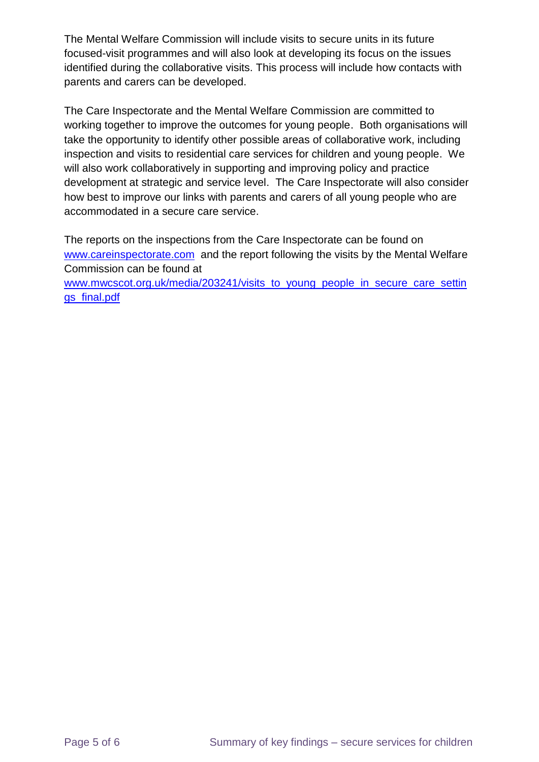The Mental Welfare Commission will include visits to secure units in its future focused-visit programmes and will also look at developing its focus on the issues identified during the collaborative visits. This process will include how contacts with parents and carers can be developed.

The Care Inspectorate and the Mental Welfare Commission are committed to working together to improve the outcomes for young people. Both organisations will take the opportunity to identify other possible areas of collaborative work, including inspection and visits to residential care services for children and young people. We will also work collaboratively in supporting and improving policy and practice development at strategic and service level. The Care Inspectorate will also consider how best to improve our links with parents and carers of all young people who are accommodated in a secure care service.

The reports on the inspections from the Care Inspectorate can be found on www.careinspectorate.com and the report following the visits by the Mental Welfare Commission can be found at www.mwcscot.org.uk/media/203241/visits_to_young_people_in_secure_care_settings_final.pdf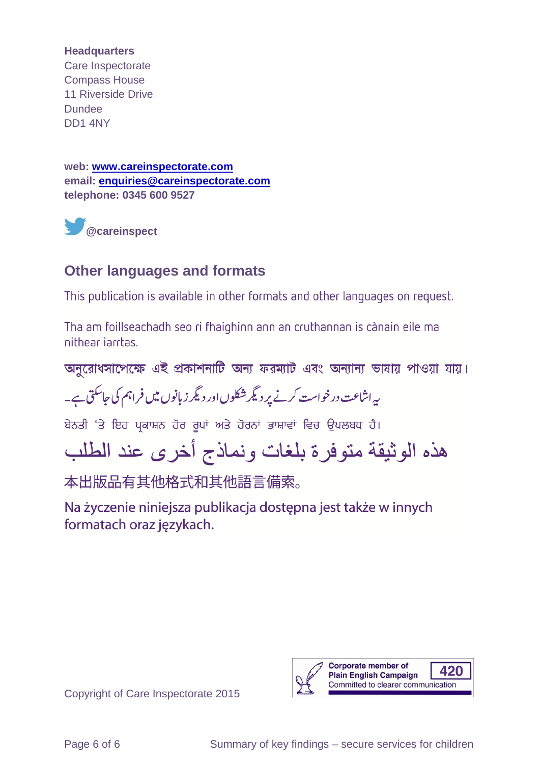**Headquarters**
Care Inspectorate
Compass House
11 Riverside Drive
Dundee
DD1 4NY

**web: [www.careinspectorate.com](http://www.careinspectorate.com)**
**email: [enquiries@careinspectorate.com](mailto:enquiries@careinspectorate.com)**
**telephone: 0345 600 9527**

**@careinspect**

## Other languages and formats

This publication is available in other formats and other languages on request.

Tha am foillseachadh seo ri fhaighinn ann an cruthannan is cànain eile ma nithear iarrtas.

অনুরোধসাপেক্ষে এই প্রকাশনাটি অন্য ফরম্যাট এবং অন্যান্য ভাষায় পাওয়া যায়।

یہ اشاعت درخواست کرنے پر دیگر شکلوں اور دیگر زبانوں میں فراہم کی جاسکتی ہے۔

ਬੇਨਤੀ 'ਤੇ ਇਹ ਪ੍ਰਕਾਸ਼ਨ ਹੋਰ ਰੂਪਾਂ ਅਤੇ ਹੋਰਨਾਂ ਭਾਸ਼ਾਵਾਂ ਵਿਚ ਉਪਲਬਧ ਹੈ।

هذه الوثيقة متوفرة بلغات ونماذج أخرى عند الطلب

本出版品有其他格式和其他語言備索。

Na życzenie niniejsza publikacja dostępna jest także w innych formatach oraz językach.

Copyright of Care Inspectorate 2015

Corporate member of Plain English Campaign 420
Committed to clearer communication